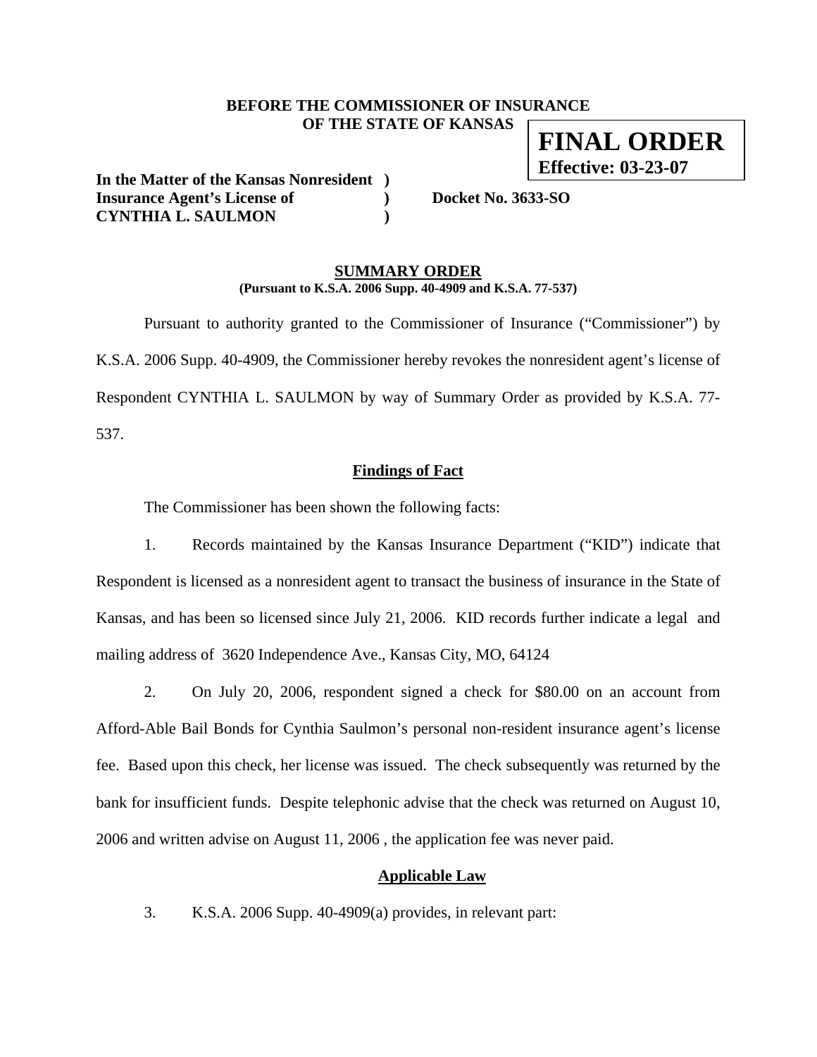**BEFORE THE COMMISSIONER OF INSURANCE**
**OF THE STATE OF KANSAS**

**FINAL ORDER**
**Effective: 03-23-07**

**In the Matter of the Kansas Nonresident )**
**Insurance Agent's License of ) Docket No. 3633-SO**
**CYNTHIA L. SAULMON )**

## SUMMARY ORDER

**(Pursuant to K.S.A. 2006 Supp. 40-4909 and K.S.A. 77-537)**

Pursuant to authority granted to the Commissioner of Insurance ("Commissioner") by K.S.A. 2006 Supp. 40-4909, the Commissioner hereby revokes the nonresident agent's license of Respondent CYNTHIA L. SAULMON by way of Summary Order as provided by K.S.A. 77-537.

### Findings of Fact

The Commissioner has been shown the following facts:

1. Records maintained by the Kansas Insurance Department ("KID") indicate that Respondent is licensed as a nonresident agent to transact the business of insurance in the State of Kansas, and has been so licensed since July 21, 2006. KID records further indicate a legal and mailing address of 3620 Independence Ave., Kansas City, MO, 64124

2. On July 20, 2006, respondent signed a check for $80.00 on an account from Afford-Able Bail Bonds for Cynthia Saulmon's personal non-resident insurance agent's license fee. Based upon this check, her license was issued. The check subsequently was returned by the bank for insufficient funds. Despite telephonic advise that the check was returned on August 10, 2006 and written advise on August 11, 2006 , the application fee was never paid.

### Applicable Law

3. K.S.A. 2006 Supp. 40-4909(a) provides, in relevant part: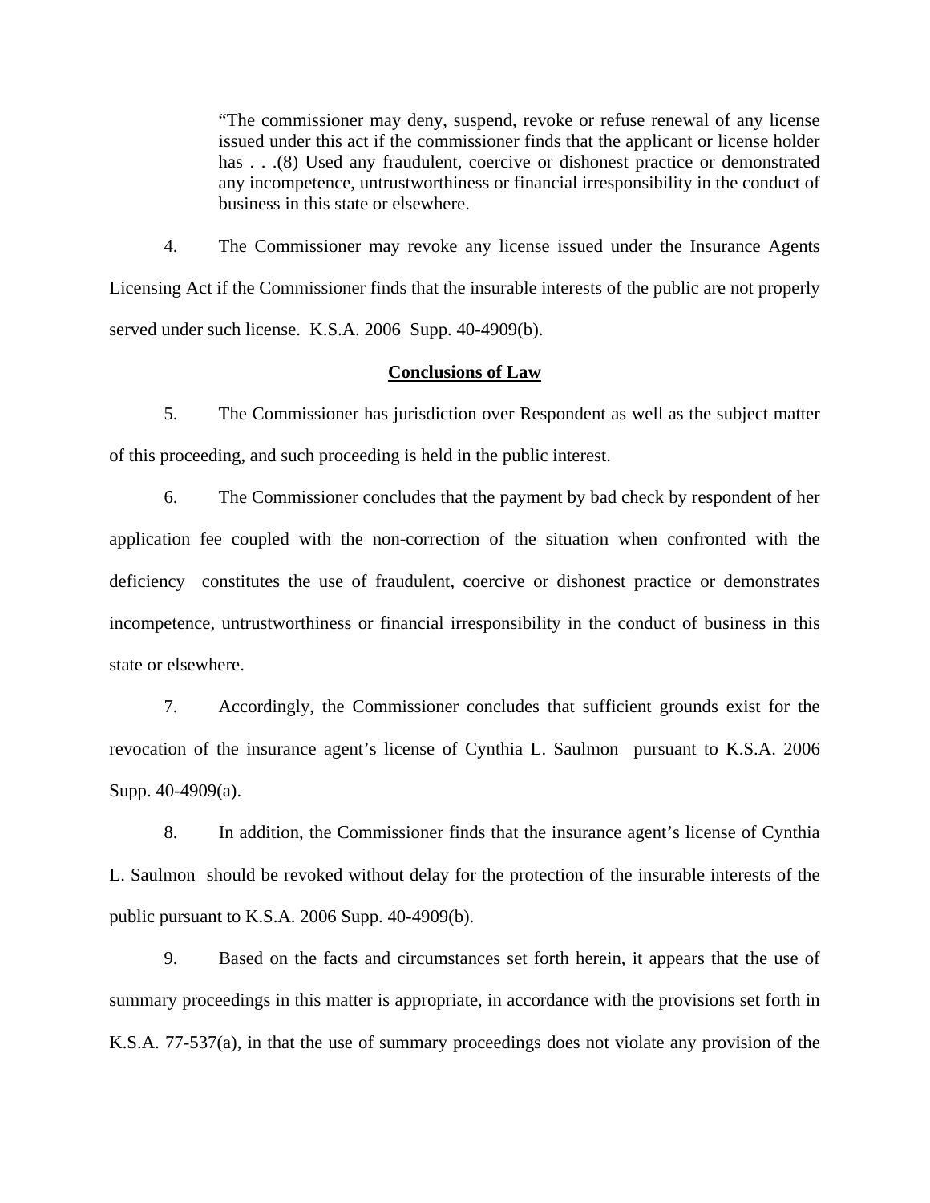> "The commissioner may deny, suspend, revoke or refuse renewal of any license issued under this act if the commissioner finds that the applicant or license holder has . . .(8) Used any fraudulent, coercive or dishonest practice or demonstrated any incompetence, untrustworthiness or financial irresponsibility in the conduct of business in this state or elsewhere.

4. The Commissioner may revoke any license issued under the Insurance Agents Licensing Act if the Commissioner finds that the insurable interests of the public are not properly served under such license. K.S.A. 2006 Supp. 40-4909(b).

**Conclusions of Law**

5. The Commissioner has jurisdiction over Respondent as well as the subject matter of this proceeding, and such proceeding is held in the public interest.

6. The Commissioner concludes that the payment by bad check by respondent of her application fee coupled with the non-correction of the situation when confronted with the deficiency constitutes the use of fraudulent, coercive or dishonest practice or demonstrates incompetence, untrustworthiness or financial irresponsibility in the conduct of business in this state or elsewhere.

7. Accordingly, the Commissioner concludes that sufficient grounds exist for the revocation of the insurance agent's license of Cynthia L. Saulmon pursuant to K.S.A. 2006 Supp. 40-4909(a).

8. In addition, the Commissioner finds that the insurance agent's license of Cynthia L. Saulmon should be revoked without delay for the protection of the insurable interests of the public pursuant to K.S.A. 2006 Supp. 40-4909(b).

9. Based on the facts and circumstances set forth herein, it appears that the use of summary proceedings in this matter is appropriate, in accordance with the provisions set forth in K.S.A. 77-537(a), in that the use of summary proceedings does not violate any provision of the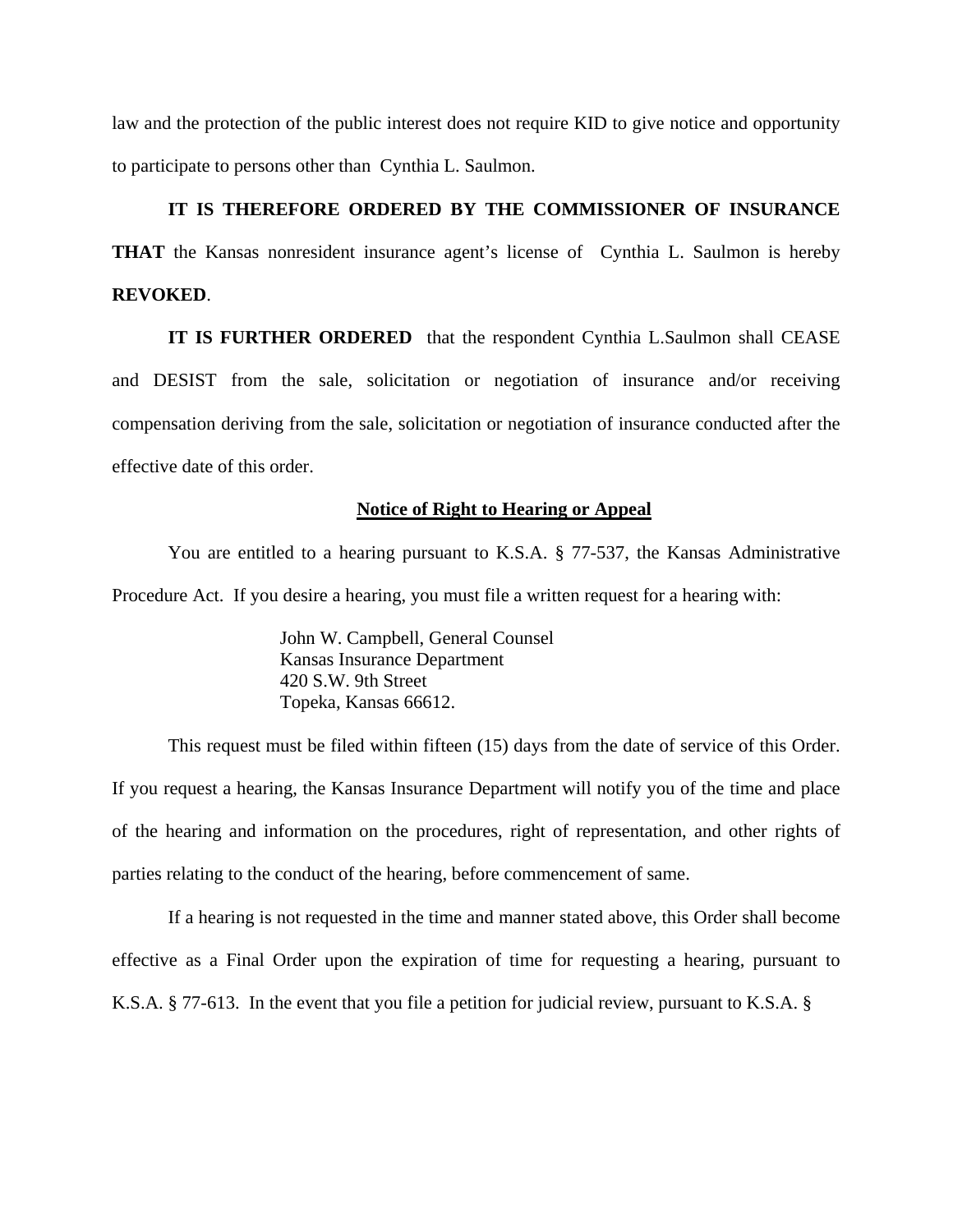law and the protection of the public interest does not require KID to give notice and opportunity to participate to persons other than Cynthia L. Saulmon.

**IT IS THEREFORE ORDERED BY THE COMMISSIONER OF INSURANCE THAT** the Kansas nonresident insurance agent's license of Cynthia L. Saulmon is hereby **REVOKED**.

**IT IS FURTHER ORDERED** that the respondent Cynthia L.Saulmon shall CEASE and DESIST from the sale, solicitation or negotiation of insurance and/or receiving compensation deriving from the sale, solicitation or negotiation of insurance conducted after the effective date of this order.

**Notice of Right to Hearing or Appeal**

You are entitled to a hearing pursuant to K.S.A. § 77-537, the Kansas Administrative Procedure Act. If you desire a hearing, you must file a written request for a hearing with:

John W. Campbell, General Counsel
Kansas Insurance Department
420 S.W. 9th Street
Topeka, Kansas 66612.

This request must be filed within fifteen (15) days from the date of service of this Order. If you request a hearing, the Kansas Insurance Department will notify you of the time and place of the hearing and information on the procedures, right of representation, and other rights of parties relating to the conduct of the hearing, before commencement of same.

If a hearing is not requested in the time and manner stated above, this Order shall become effective as a Final Order upon the expiration of time for requesting a hearing, pursuant to K.S.A. § 77-613. In the event that you file a petition for judicial review, pursuant to K.S.A. §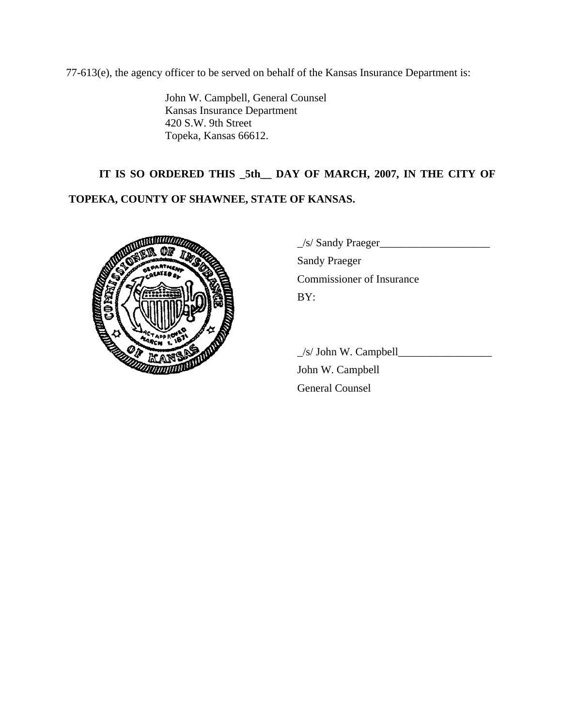77-613(e), the agency officer to be served on behalf of the Kansas Insurance Department is:

> John W. Campbell, General Counsel
> Kansas Insurance Department
> 420 S.W. 9th Street
> Topeka, Kansas 66612.

**IT IS SO ORDERED THIS _5th__ DAY OF MARCH, 2007, IN THE CITY OF TOPEKA, COUNTY OF SHAWNEE, STATE OF KANSAS.**

_/s/ Sandy Praeger____________________
Sandy Praeger
Commissioner of Insurance
BY:

_/s/ John W. Campbell_________________
John W. Campbell
General Counsel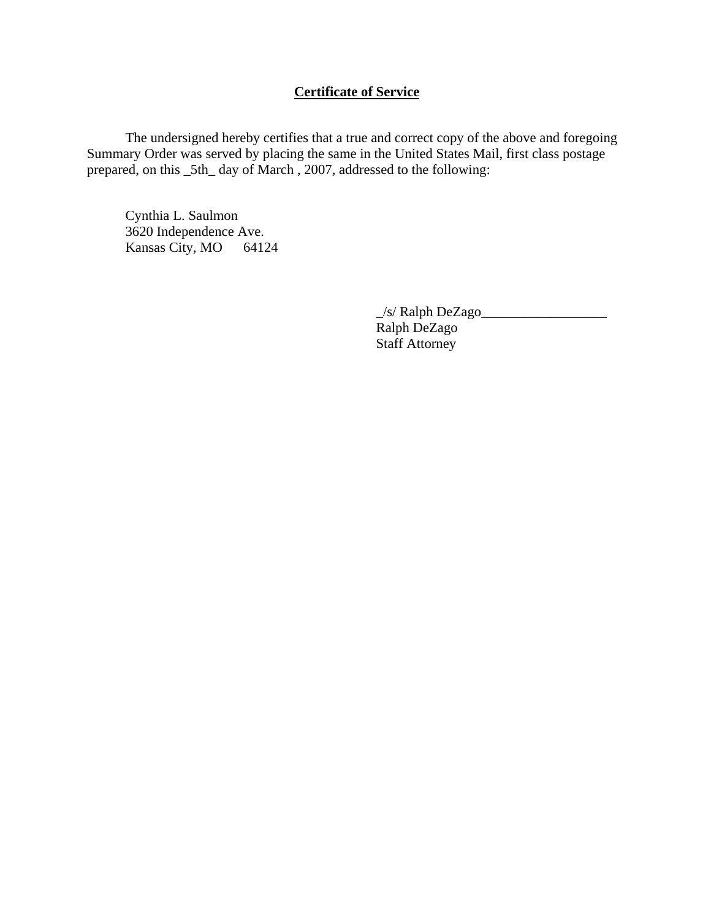## <u>Certificate of Service</u>

The undersigned hereby certifies that a true and correct copy of the above and foregoing Summary Order was served by placing the same in the United States Mail, first class postage prepared, on this _5th_ day of March , 2007, addressed to the following:

Cynthia L. Saulmon
3620 Independence Ave.
Kansas City, MO 64124

_/s/ Ralph DeZago__________________
Ralph DeZago
Staff Attorney